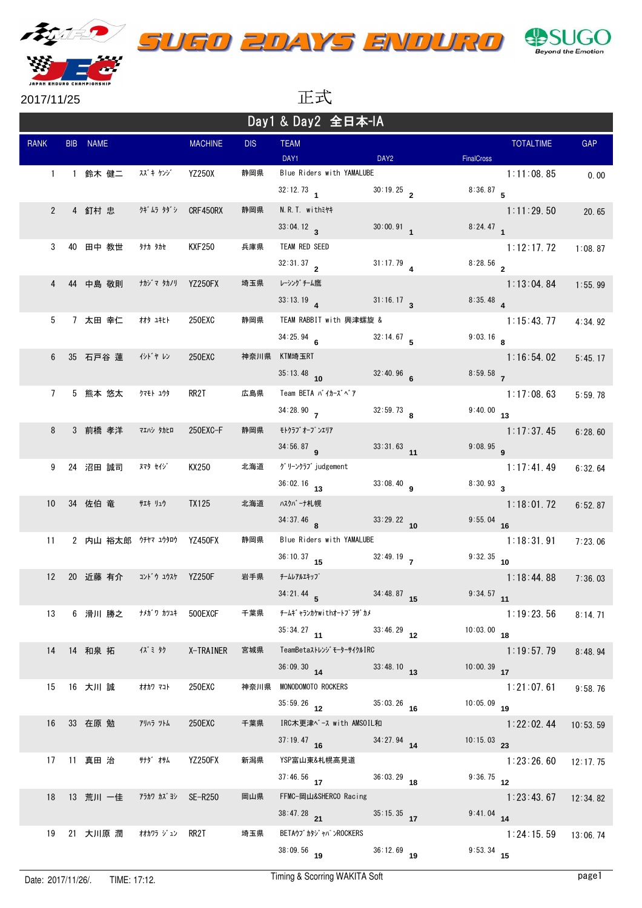# SUGO 2DAYS ENDURO

2017/11/25

正式

## Day1 & Day2 全日本-IA

| RANK | BIB | NAME | | MACHINE | DIS | TEAM / DAY1 | | DAY2 | | FinalCross | | TOTALTIME | GAP |
|---|---|---|---|---|---|---|---|---|---|---|---|---|---|
| 1 | 1 | 鈴木 健二 | ｽｽﾞｷ ｹﾝｼﾞ | YZ250X | 静岡県 | Blue Riders with YAMALUBE | | | | | | 1:11:08.85 | 0.00 |
| | | | | | | 32:12.73 | 1 | 30:19.25 | 2 | 8:36.87 | 5 | | |
| 2 | 4 | 釘村 忠 | ｸｷﾞﾑﾗ ﾀﾀﾞｼ | CRF450RX | 静岡県 | N.R.T. withﾐﾔｷ | | | | | | 1:11:29.50 | 20.65 |
| | | | | | | 33:04.12 | 3 | 30:00.91 | 1 | 8:24.47 | 1 | | |
| 3 | 40 | 田中 教世 | ﾀﾅｶ ﾀｶｾ | KXF250 | 兵庫県 | TEAM RED SEED | | | | | | 1:12:17.72 | 1:08.87 |
| | | | | | | 32:31.37 | 2 | 31:17.79 | 4 | 8:28.56 | 2 | | |
| 4 | 44 | 中島 敬則 | ﾅｶｼﾞﾏ ﾀｶﾉﾘ | YZ250FX | 埼玉県 | ﾚｰｼﾝｸﾞﾁｰﾑ鷹 | | | | | | 1:13:04.84 | 1:55.99 |
| | | | | | | 33:13.19 | 4 | 31:16.17 | 3 | 8:35.48 | 4 | | |
| 5 | 7 | 太田 幸仁 | ｵｵﾀ ﾕｷﾋﾄ | 250EXC | 静岡県 | TEAM RABBIT with 興津螺旋 & | | | | | | 1:15:43.77 | 4:34.92 |
| | | | | | | 34:25.94 | 6 | 32:14.67 | 5 | 9:03.16 | 8 | | |
| 6 | 35 | 石戸谷 蓮 | ｲｼﾄﾞﾔ ﾚﾝ | 250EXC | 神奈川県 | KTM埼玉RT | | | | | | 1:16:54.02 | 5:45.17 |
| | | | | | | 35:13.48 | 10 | 32:40.96 | 6 | 8:59.58 | 7 | | |
| 7 | 5 | 熊本 悠太 | ｸﾏﾓﾄ ﾕｳﾀ | RR2T | 広島県 | Team BETA ﾊﾞｲｶｰｽﾞﾍﾞｱ | | | | | | 1:17:08.63 | 5:59.78 |
| | | | | | | 34:28.90 | 7 | 32:59.73 | 8 | 9:40.00 | 13 | | |
| 8 | 3 | 前橋 孝洋 | ﾏｴﾊｼ ﾀｶﾋﾛ | 250EXC-F | 静岡県 | ﾓﾄｸﾗﾌﾞｵｰﾌﾞﾝｴﾘｱ | | | | | | 1:17:37.45 | 6:28.60 |
| | | | | | | 34:56.87 | 9 | 33:31.63 | 11 | 9:08.95 | 9 | | |
| 9 | 24 | 沼田 誠司 | ﾇﾏﾀ ｾｲｼﾞ | KX250 | 北海道 | ｸﾞﾘｰﾝｸﾗﾌﾞ judgement | | | | | | 1:17:41.49 | 6:32.64 |
| | | | | | | 36:02.16 | 13 | 33:08.40 | 9 | 8:30.93 | 3 | | |
| 10 | 34 | 佐伯 竜 | ｻｴｷ ﾘｭｳ | TX125 | 北海道 | ﾊｽｸﾊﾞｰﾅ札幌 | | | | | | 1:18:01.72 | 6:52.87 |
| | | | | | | 34:37.46 | 8 | 33:29.22 | 10 | 9:55.04 | 16 | | |
| 11 | 2 | 内山 裕太郎 | ｳﾁﾔﾏ ﾕｳﾀﾛｳ | YZ450FX | 静岡県 | Blue Riders with YAMALUBE | | | | | | 1:18:31.91 | 7:23.06 |
| | | | | | | 36:10.37 | 15 | 32:49.19 | 7 | 9:32.35 | 10 | | |
| 12 | 20 | 近藤 有介 | ｺﾝﾄﾞｳ ﾕｳｽｹ | YZ250F | 岩手県 | ﾁｰﾑﾚｱﾙｴｷｯﾌﾟ | | | | | | 1:18:44.88 | 7:36.03 |
| | | | | | | 34:21.44 | 5 | 34:48.87 | 15 | 9:34.57 | 11 | | |
| 13 | 6 | 滑川 勝之 | ﾅﾒｶﾞﾜ ｶﾂﾕｷ | 500EXCF | 千葉県 | ﾁｰﾑｷﾞｬﾗﾝｶﾜwithｵｰﾄﾌﾞﾗｻﾞｶﾒ | | | | | | 1:19:23.56 | 8:14.71 |
| | | | | | | 35:34.27 | 11 | 33:46.29 | 12 | 10:03.00 | 18 | | |
| 14 | 14 | 和泉 拓 | ｲｽﾞﾐ ﾀｸ | X-TRAINER | 宮城県 | TeamBetaｽﾄﾚﾝｼﾞﾓｰﾀｰｻｲｸﾙIRC | | | | | | 1:19:57.79 | 8:48.94 |
| | | | | | | 36:09.30 | 14 | 33:48.10 | 13 | 10:00.39 | 17 | | |
| 15 | 16 | 大川 誠 | ｵｵｶﾜ ﾏｺﾄ | 250EXC | 神奈川県 | MONODOMOTO ROCKERS | | | | | | 1:21:07.61 | 9:58.76 |
| | | | | | | 35:59.26 | 12 | 35:03.26 | 16 | 10:05.09 | 19 | | |
| 16 | 33 | 在原 勉 | ｱﾘﾊﾗ ﾂﾄﾑ | 250EXC | 千葉県 | IRC木更津ﾍﾞｰｽ with AMSOIL和 | | | | | | 1:22:02.44 | 10:53.59 |
| | | | | | | 37:19.47 | 16 | 34:27.94 | 14 | 10:15.03 | 23 | | |
| 17 | 11 | 真田 治 | ｻﾅﾀﾞ ｵｻﾑ | YZ250FX | 新潟県 | YSP富山東&札幌高見道 | | | | | | 1:23:26.60 | 12:17.75 |
| | | | | | | 37:46.56 | 17 | 36:03.29 | 18 | 9:36.75 | 12 | | |
| 18 | 13 | 荒川 一佳 | ｱﾗｶﾜ ｶｽﾞﾖｼ | SE-R250 | 岡山県 | FFMC-岡山&SHERCO Racing | | | | | | 1:23:43.67 | 12:34.82 |
| | | | | | | 38:47.28 | 21 | 35:15.35 | 17 | 9:41.04 | 14 | | |
| 19 | 21 | 大川原 潤 | ｵｵｶﾜﾗ ｼﾞｭﾝ | RR2T | 埼玉県 | BETAｳﾌﾞｶﾀｼﾞｬﾊﾞﾝROCKERS | | | | | | 1:24:15.59 | 13:06.74 |
| | | | | | | 38:09.56 | 19 | 36:12.69 | 19 | 9:53.34 | 15 | | |

Date: 2017/11/26/. TIME: 17:12.

Timing & Scorring WAKITA Soft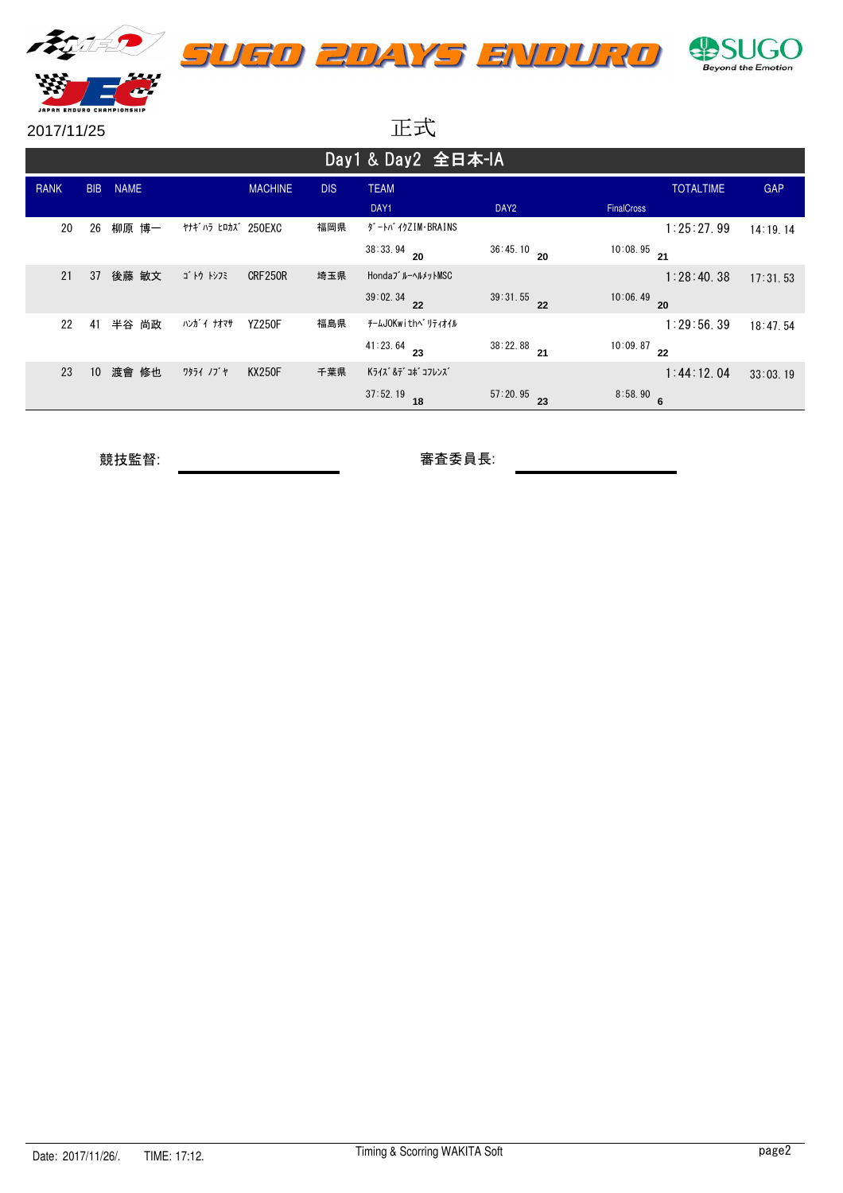# SUGO 2DAYS ENDURO

2017/11/25

正式

## Day1 & Day2 全日本-IA

| RANK | BIB | NAME | | MACHINE | DIS | TEAM | | | TOTALTIME | GAP |
|---|---|---|---|---|---|---|---|---|---|---|
| | | | | | | DAY1 | DAY2 | FinalCross | | |
| 20 | 26 | 柳原 博一 | ﾔﾅｷﾞﾊﾗ ﾋﾛｶｽﾞ | 250EXC | 福岡県 | ﾀﾞｰﾄﾊﾞｲｸZIM・BRAINS | | | 1:25:27.99 | 14:19.14 |
| | | | | | | 38:33.94 20 | 36:45.10 20 | 10:08.95 21 | | |
| 21 | 37 | 後藤 敏文 | ｺﾞﾄｳ ﾄｼﾌﾐ | CRF250R | 埼玉県 | Hondaブﾙｰﾍﾙﾒｯﾄ MSC | | | 1:28:40.38 | 17:31.53 |
| | | | | | | 39:02.34 22 | 39:31.55 22 | 10:06.49 20 | | |
| 22 | 41 | 半谷 尚政 | ﾊﾝｶﾞｲ ﾅｵﾏｻ | YZ250F | 福島県 | ﾁｰﾑJOKwithベﾘﾃｨｵｲﾙ | | | 1:29:56.39 | 18:47.54 |
| | | | | | | 41:23.64 23 | 38:22.88 21 | 10:09.87 22 | | |
| 23 | 10 | 渡會 修也 | ﾜﾀﾗｲ ﾉﾌﾞﾔ | KX250F | 千葉県 | Kﾗｲｽﾞ&ﾃﾞｺﾎﾞｺﾌﾚﾝｽﾞ | | | 1:44:12.04 | 33:03.19 |
| | | | | | | 37:52.19 18 | 57:20.95 23 | 8:58.90 6 | | |

競技監督: ____________　　　審査委員長: ____________

Date: 2017/11/26/.　TIME: 17:12.　Timing & Scorring WAKITA Soft